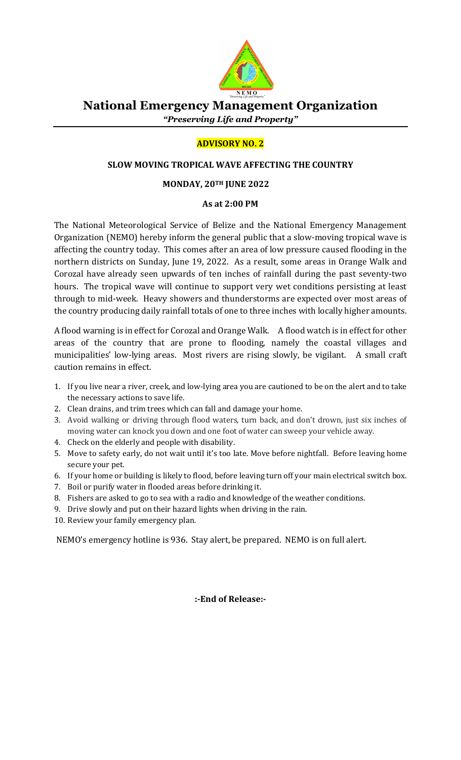# National Emergency Management Organization

*"Preserving Life and Property"*

**ADVISORY NO. 2**

**SLOW MOVING TROPICAL WAVE AFFECTING THE COUNTRY**

**MONDAY, 20TH JUNE 2022**

**As at 2:00 PM**

The National Meteorological Service of Belize and the National Emergency Management Organization (NEMO) hereby inform the general public that a slow-moving tropical wave is affecting the country today. This comes after an area of low pressure caused flooding in the northern districts on Sunday, June 19, 2022. As a result, some areas in Orange Walk and Corozal have already seen upwards of ten inches of rainfall during the past seventy-two hours. The tropical wave will continue to support very wet conditions persisting at least through to mid-week. Heavy showers and thunderstorms are expected over most areas of the country producing daily rainfall totals of one to three inches with locally higher amounts.

A flood warning is in effect for Corozal and Orange Walk. A flood watch is in effect for other areas of the country that are prone to flooding, namely the coastal villages and municipalities' low-lying areas. Most rivers are rising slowly, be vigilant. A small craft caution remains in effect.

1. If you live near a river, creek, and low-lying area you are cautioned to be on the alert and to take the necessary actions to save life.
2. Clean drains, and trim trees which can fall and damage your home.
3. Avoid walking or driving through flood waters, turn back, and don't drown, just six inches of moving water can knock you down and one foot of water can sweep your vehicle away.
4. Check on the elderly and people with disability.
5. Move to safety early, do not wait until it's too late. Move before nightfall. Before leaving home secure your pet.
6. If your home or building is likely to flood, before leaving turn off your main electrical switch box.
7. Boil or purify water in flooded areas before drinking it.
8. Fishers are asked to go to sea with a radio and knowledge of the weather conditions.
9. Drive slowly and put on their hazard lights when driving in the rain.
10. Review your family emergency plan.

NEMO's emergency hotline is 936. Stay alert, be prepared. NEMO is on full alert.

**:-End of Release:-**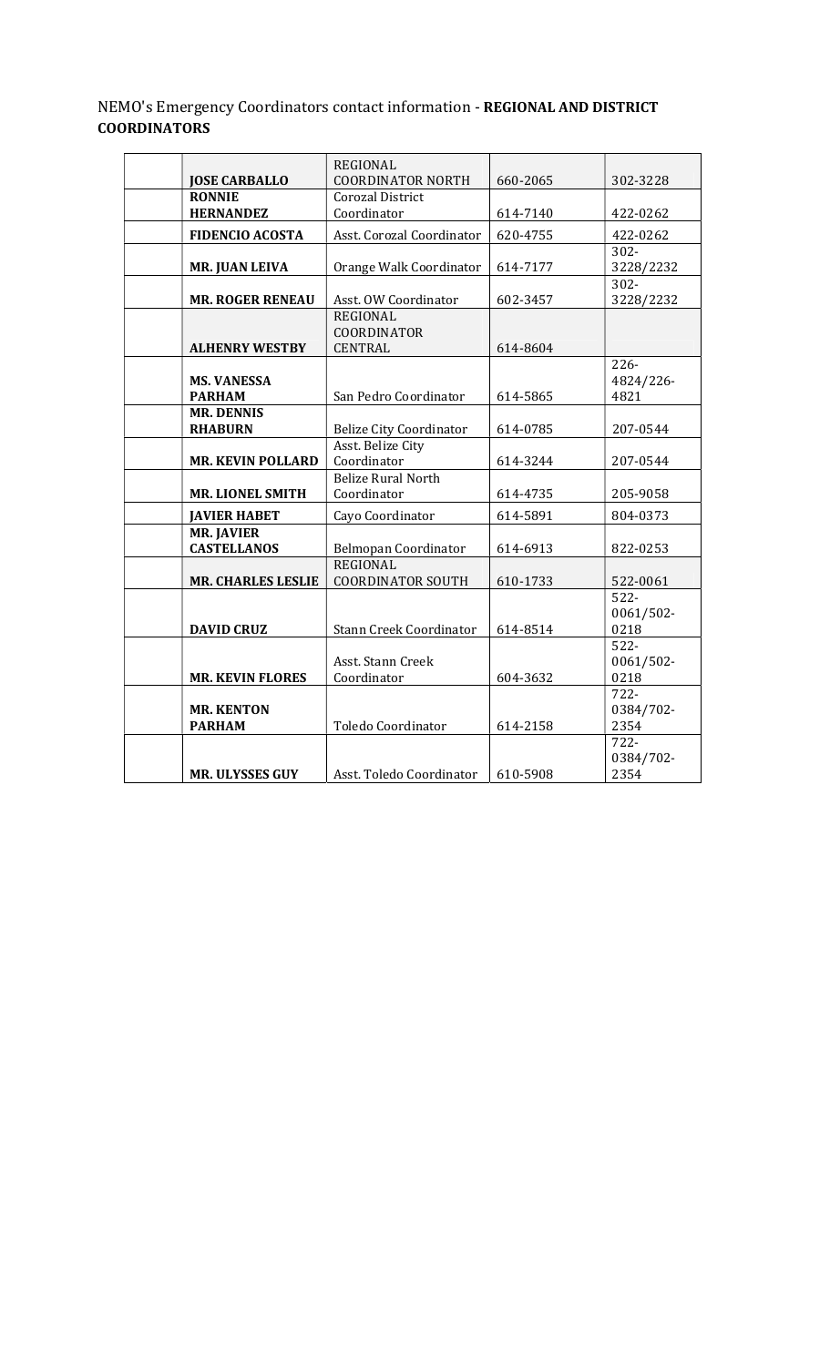NEMO's Emergency Coordinators contact information - **REGIONAL AND DISTRICT COORDINATORS**

| | | | | |
|---|---|---|---|---|
| | **JOSE CARBALLO** | REGIONAL COORDINATOR NORTH | 660-2065 | 302-3228 |
| | **RONNIE HERNANDEZ** | Corozal District Coordinator | 614-7140 | 422-0262 |
| | **FIDENCIO ACOSTA** | Asst. Corozal Coordinator | 620-4755 | 422-0262 |
| | **MR. JUAN LEIVA** | Orange Walk Coordinator | 614-7177 | 302-3228/2232 |
| | **MR. ROGER RENEAU** | Asst. OW Coordinator | 602-3457 | 302-3228/2232 |
| | **ALHENRY WESTBY** | REGIONAL COORDINATOR CENTRAL | 614-8604 | |
| | **MS. VANESSA PARHAM** | San Pedro Coordinator | 614-5865 | 226-4824/226-4821 |
| | **MR. DENNIS RHABURN** | Belize City Coordinator | 614-0785 | 207-0544 |
| | **MR. KEVIN POLLARD** | Asst. Belize City Coordinator | 614-3244 | 207-0544 |
| | **MR. LIONEL SMITH** | Belize Rural North Coordinator | 614-4735 | 205-9058 |
| | **JAVIER HABET** | Cayo Coordinator | 614-5891 | 804-0373 |
| | **MR. JAVIER CASTELLANOS** | Belmopan Coordinator | 614-6913 | 822-0253 |
| | **MR. CHARLES LESLIE** | REGIONAL COORDINATOR SOUTH | 610-1733 | 522-0061 |
| | **DAVID CRUZ** | Stann Creek Coordinator | 614-8514 | 522-0061/502-0218 |
| | **MR. KEVIN FLORES** | Asst. Stann Creek Coordinator | 604-3632 | 522-0061/502-0218 |
| | **MR. KENTON PARHAM** | Toledo Coordinator | 614-2158 | 722-0384/702-2354 |
| | **MR. ULYSSES GUY** | Asst. Toledo Coordinator | 610-5908 | 722-0384/702-2354 |